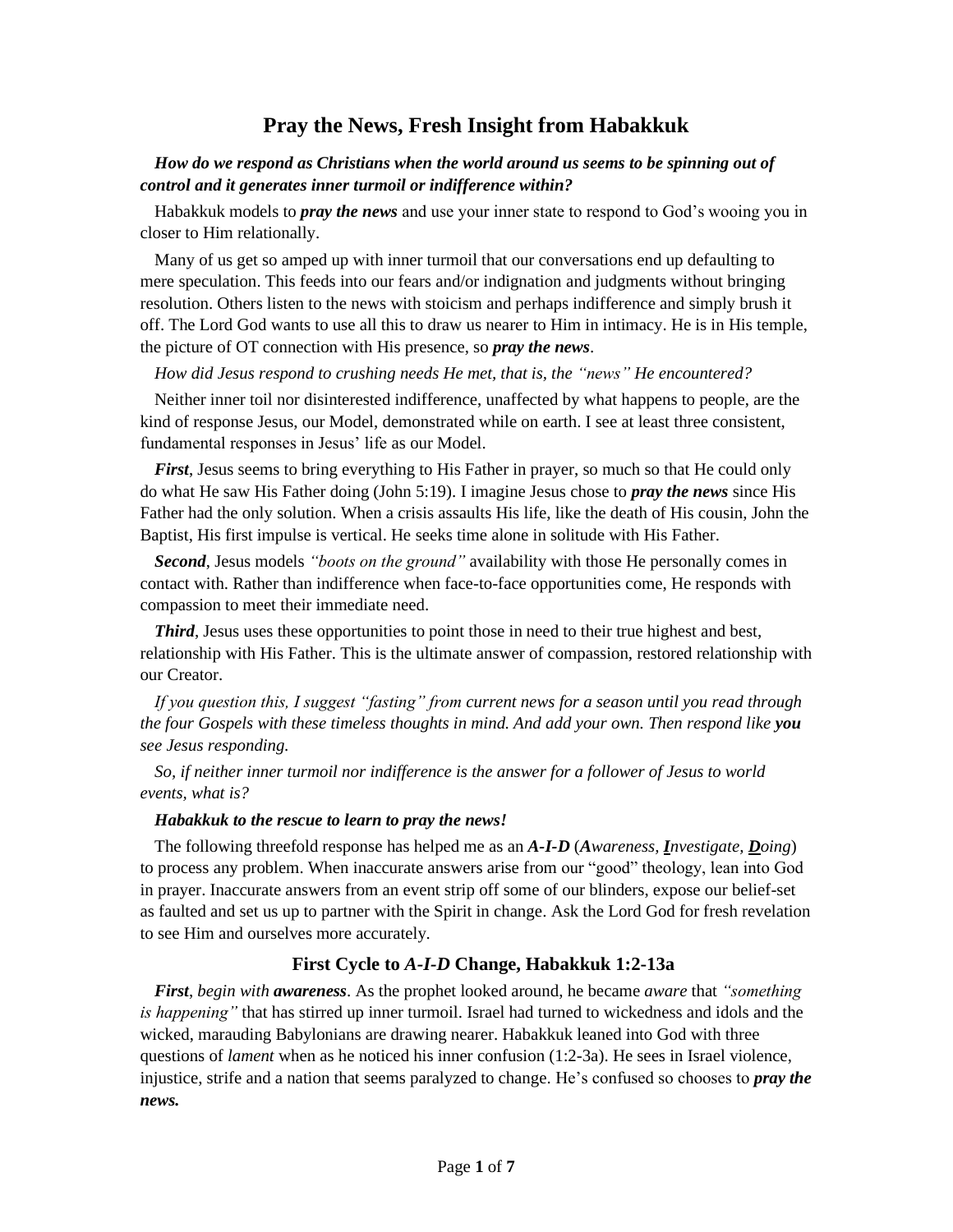# Pray the News, Fresh Insight from Habakkuk

***How do we respond as Christians when the world around us seems to be spinning out of control and it generates inner turmoil or indifference within?***

Habakkuk models to ***pray the news*** and use your inner state to respond to God's wooing you in closer to Him relationally.

Many of us get so amped up with inner turmoil that our conversations end up defaulting to mere speculation. This feeds into our fears and/or indignation and judgments without bringing resolution. Others listen to the news with stoicism and perhaps indifference and simply brush it off. The Lord God wants to use all this to draw us nearer to Him in intimacy. He is in His temple, the picture of OT connection with His presence, so ***pray the news***.

*How did Jesus respond to crushing needs He met, that is, the "news" He encountered?*

Neither inner toil nor disinterested indifference, unaffected by what happens to people, are the kind of response Jesus, our Model, demonstrated while on earth. I see at least three consistent, fundamental responses in Jesus' life as our Model.

***First***, Jesus seems to bring everything to His Father in prayer, so much so that He could only do what He saw His Father doing (John 5:19). I imagine Jesus chose to ***pray the news*** since His Father had the only solution. When a crisis assaults His life, like the death of His cousin, John the Baptist, His first impulse is vertical. He seeks time alone in solitude with His Father.

***Second***, Jesus models *"boots on the ground"* availability with those He personally comes in contact with. Rather than indifference when face-to-face opportunities come, He responds with compassion to meet their immediate need.

***Third***, Jesus uses these opportunities to point those in need to their true highest and best, relationship with His Father. This is the ultimate answer of compassion, restored relationship with our Creator.

*If you question this, I suggest "fasting" from current news for a season until you read through the four Gospels with these timeless thoughts in mind. And add your own. Then respond like* ***you*** *see Jesus responding.*

*So, if neither inner turmoil nor indifference is the answer for a follower of Jesus to world events, what is?*

***Habakkuk to the rescue to learn to pray the news!***

The following threefold response has helped me as an ***A-I-D*** (***A****wareness,* ***I****nvestigate,* ***D****oing*) to process any problem. When inaccurate answers arise from our "good" theology, lean into God in prayer. Inaccurate answers from an event strip off some of our blinders, expose our belief-set as faulted and set us up to partner with the Spirit in change. Ask the Lord God for fresh revelation to see Him and ourselves more accurately.

### First Cycle to *A-I-D* Change, Habakkuk 1:2-13a

***First***, *begin with* ***awareness***. As the prophet looked around, he became *aware* that *"something is happening"* that has stirred up inner turmoil. Israel had turned to wickedness and idols and the wicked, marauding Babylonians are drawing nearer. Habakkuk leaned into God with three questions of *lament* when as he noticed his inner confusion (1:2-3a). He sees in Israel violence, injustice, strife and a nation that seems paralyzed to change. He's confused so chooses to ***pray the news.***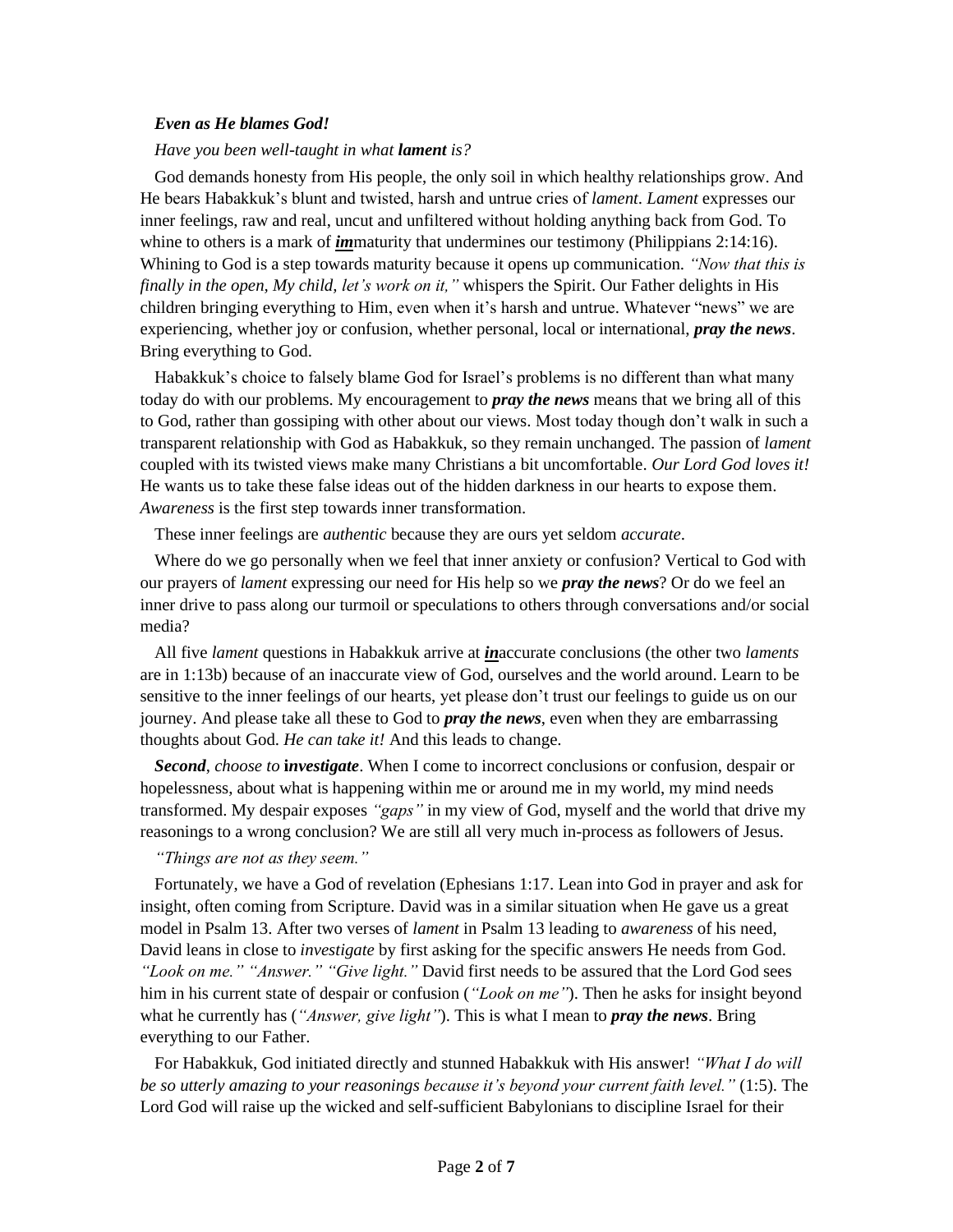***Even as He blames God!***

*Have you been well-taught in what **lament** is?*

God demands honesty from His people, the only soil in which healthy relationships grow. And He bears Habakkuk's blunt and twisted, harsh and untrue cries of *lament*. *Lament* expresses our inner feelings, raw and real, uncut and unfiltered without holding anything back from God. To whine to others is a mark of ***im***maturity that undermines our testimony (Philippians 2:14:16). Whining to God is a step towards maturity because it opens up communication. *"Now that this is finally in the open, My child, let's work on it,"* whispers the Spirit. Our Father delights in His children bringing everything to Him, even when it's harsh and untrue. Whatever "news" we are experiencing, whether joy or confusion, whether personal, local or international, ***pray the news***. Bring everything to God.

Habakkuk's choice to falsely blame God for Israel's problems is no different than what many today do with our problems. My encouragement to ***pray the news*** means that we bring all of this to God, rather than gossiping with other about our views. Most today though don't walk in such a transparent relationship with God as Habakkuk, so they remain unchanged. The passion of *lament* coupled with its twisted views make many Christians a bit uncomfortable. *Our Lord God loves it!* He wants us to take these false ideas out of the hidden darkness in our hearts to expose them. *Awareness* is the first step towards inner transformation.

These inner feelings are *authentic* because they are ours yet seldom *accurate*.

Where do we go personally when we feel that inner anxiety or confusion? Vertical to God with our prayers of *lament* expressing our need for His help so we ***pray the news***? Or do we feel an inner drive to pass along our turmoil or speculations to others through conversations and/or social media?

All five *lament* questions in Habakkuk arrive at ***in***accurate conclusions (the other two *laments* are in 1:13b) because of an inaccurate view of God, ourselves and the world around. Learn to be sensitive to the inner feelings of our hearts, yet please don't trust our feelings to guide us on our journey. And please take all these to God to ***pray the news***, even when they are embarrassing thoughts about God. *He can take it!* And this leads to change.

***Second****, choose to* **i*nvestigate***. When I come to incorrect conclusions or confusion, despair or hopelessness, about what is happening within me or around me in my world, my mind needs transformed. My despair exposes *"gaps"* in my view of God, myself and the world that drive my reasonings to a wrong conclusion? We are still all very much in-process as followers of Jesus.

*"Things are not as they seem."*

Fortunately, we have a God of revelation (Ephesians 1:17. Lean into God in prayer and ask for insight, often coming from Scripture. David was in a similar situation when He gave us a great model in Psalm 13. After two verses of *lament* in Psalm 13 leading to *awareness* of his need, David leans in close to *investigate* by first asking for the specific answers He needs from God. *"Look on me." "Answer." "Give light."* David first needs to be assured that the Lord God sees him in his current state of despair or confusion (*"Look on me"*). Then he asks for insight beyond what he currently has (*"Answer, give light"*). This is what I mean to ***pray the news***. Bring everything to our Father.

For Habakkuk, God initiated directly and stunned Habakkuk with His answer! *"What I do will be so utterly amazing to your reasonings because it's beyond your current faith level."* (1:5). The Lord God will raise up the wicked and self-sufficient Babylonians to discipline Israel for their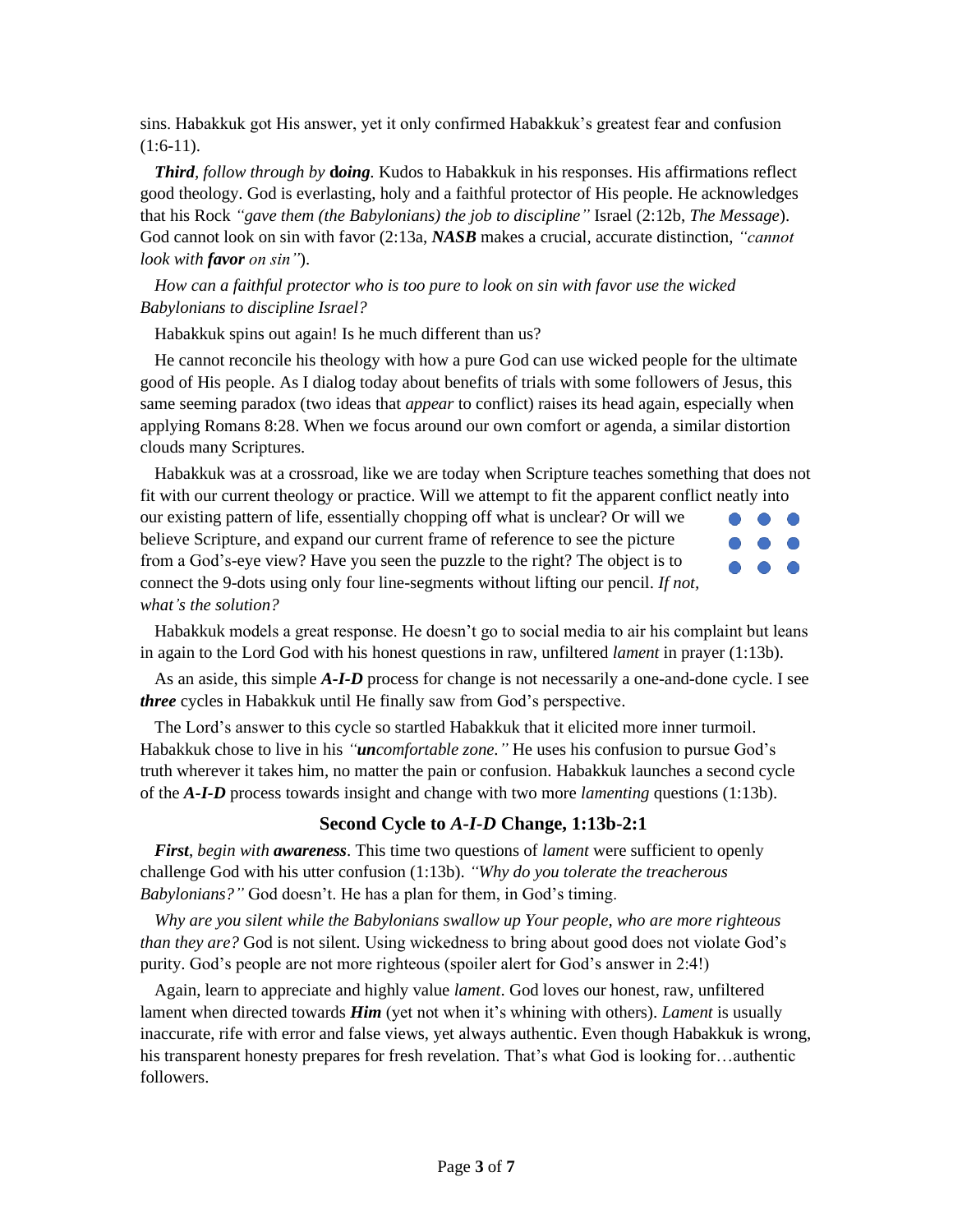sins. Habakkuk got His answer, yet it only confirmed Habakkuk's greatest fear and confusion (1:6-11).

***Third****, follow through by* **d*oing*.** Kudos to Habakkuk in his responses. His affirmations reflect good theology. God is everlasting, holy and a faithful protector of His people. He acknowledges that his Rock *"gave them (the Babylonians) the job to discipline"* Israel (2:12b, *The Message*). God cannot look on sin with favor (2:13a, ***NASB*** makes a crucial, accurate distinction, *"cannot look with **favor** on sin"*).

*How can a faithful protector who is too pure to look on sin with favor use the wicked Babylonians to discipline Israel?*

Habakkuk spins out again! Is he much different than us?

He cannot reconcile his theology with how a pure God can use wicked people for the ultimate good of His people. As I dialog today about benefits of trials with some followers of Jesus, this same seeming paradox (two ideas that *appear* to conflict) raises its head again, especially when applying Romans 8:28. When we focus around our own comfort or agenda, a similar distortion clouds many Scriptures.

Habakkuk was at a crossroad, like we are today when Scripture teaches something that does not fit with our current theology or practice. Will we attempt to fit the apparent conflict neatly into our existing pattern of life, essentially chopping off what is unclear? Or will we believe Scripture, and expand our current frame of reference to see the picture from a God's-eye view? Have you seen the puzzle to the right? The object is to connect the 9-dots using only four line-segments without lifting our pencil. *If not, what's the solution?*

Habakkuk models a great response. He doesn't go to social media to air his complaint but leans in again to the Lord God with his honest questions in raw, unfiltered *lament* in prayer (1:13b).

As an aside, this simple ***A-I-D*** process for change is not necessarily a one-and-done cycle. I see ***three*** cycles in Habakkuk until He finally saw from God's perspective.

The Lord's answer to this cycle so startled Habakkuk that it elicited more inner turmoil. Habakkuk chose to live in his *"**un**comfortable zone."* He uses his confusion to pursue God's truth wherever it takes him, no matter the pain or confusion. Habakkuk launches a second cycle of the ***A-I-D*** process towards insight and change with two more *lamenting* questions (1:13b).

### Second Cycle to *A-I-D* Change, 1:13b-2:1

***First****, begin with* ***awareness***. This time two questions of *lament* were sufficient to openly challenge God with his utter confusion (1:13b). *"Why do you tolerate the treacherous Babylonians?"* God doesn't. He has a plan for them, in God's timing.

*Why are you silent while the Babylonians swallow up Your people, who are more righteous than they are?* God is not silent. Using wickedness to bring about good does not violate God's purity. God's people are not more righteous (spoiler alert for God's answer in 2:4!)

Again, learn to appreciate and highly value *lament*. God loves our honest, raw, unfiltered lament when directed towards ***Him*** (yet not when it's whining with others). *Lament* is usually inaccurate, rife with error and false views, yet always authentic. Even though Habakkuk is wrong, his transparent honesty prepares for fresh revelation. That's what God is looking for…authentic followers.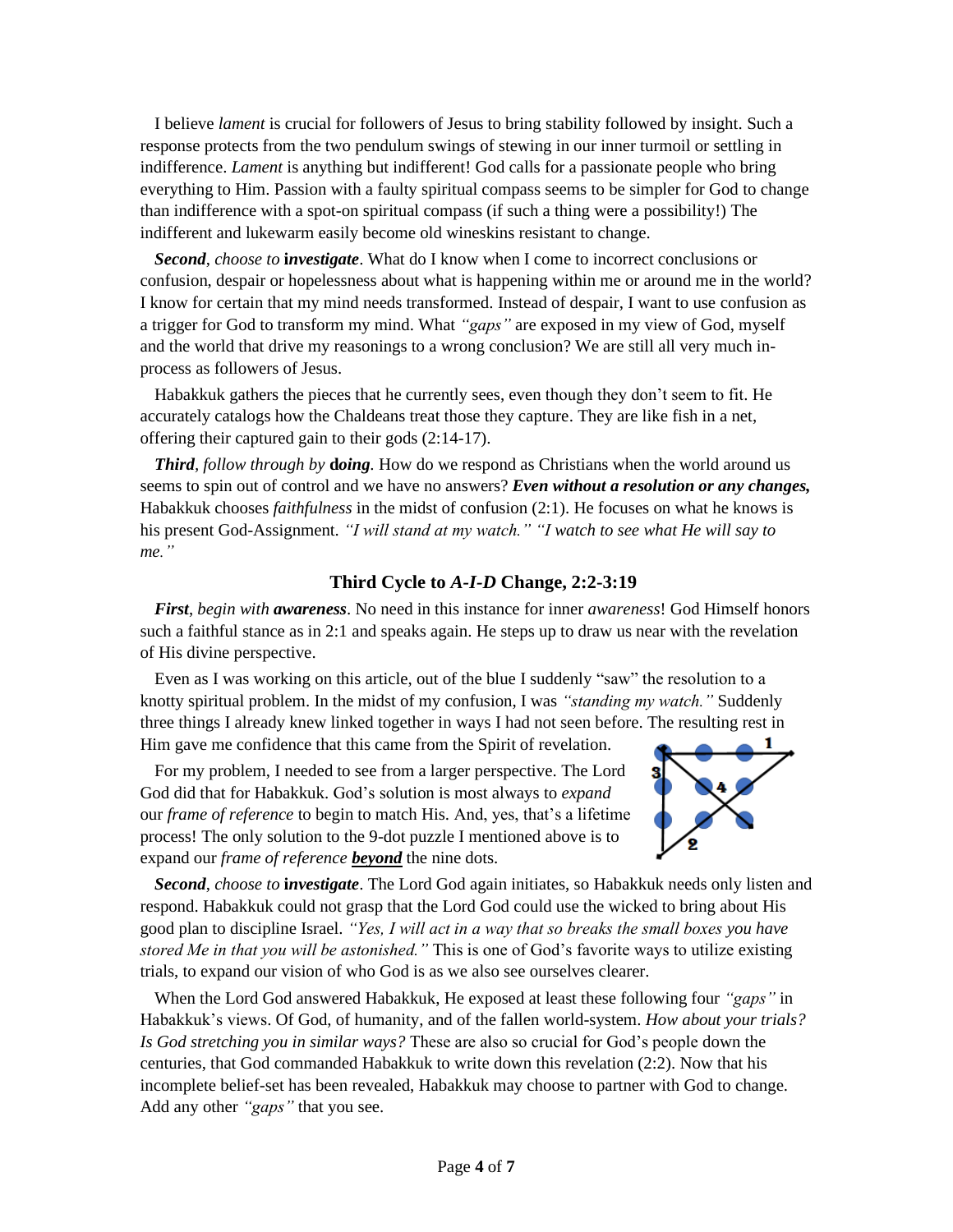I believe *lament* is crucial for followers of Jesus to bring stability followed by insight. Such a response protects from the two pendulum swings of stewing in our inner turmoil or settling in indifference. *Lament* is anything but indifferent! God calls for a passionate people who bring everything to Him. Passion with a faulty spiritual compass seems to be simpler for God to change than indifference with a spot-on spiritual compass (if such a thing were a possibility!) The indifferent and lukewarm easily become old wineskins resistant to change.

***Second***, *choose to* **investigate**. What do I know when I come to incorrect conclusions or confusion, despair or hopelessness about what is happening within me or around me in the world? I know for certain that my mind needs transformed. Instead of despair, I want to use confusion as a trigger for God to transform my mind. What *"gaps"* are exposed in my view of God, myself and the world that drive my reasonings to a wrong conclusion? We are still all very much in-process as followers of Jesus.

Habakkuk gathers the pieces that he currently sees, even though they don't seem to fit. He accurately catalogs how the Chaldeans treat those they capture. They are like fish in a net, offering their captured gain to their gods (2:14-17).

***Third***, *follow through by* **doing**. How do we respond as Christians when the world around us seems to spin out of control and we have no answers? ***Even without a resolution or any changes,*** Habakkuk chooses *faithfulness* in the midst of confusion (2:1). He focuses on what he knows is his present God-Assignment. *"I will stand at my watch." "I watch to see what He will say to me."*

### Third Cycle to *A-I-D* Change, 2:2-3:19

***First***, *begin with* ***awareness***. No need in this instance for inner *awareness*! God Himself honors such a faithful stance as in 2:1 and speaks again. He steps up to draw us near with the revelation of His divine perspective.

Even as I was working on this article, out of the blue I suddenly "saw" the resolution to a knotty spiritual problem. In the midst of my confusion, I was *"standing my watch."* Suddenly three things I already knew linked together in ways I had not seen before. The resulting rest in Him gave me confidence that this came from the Spirit of revelation.

For my problem, I needed to see from a larger perspective. The Lord God did that for Habakkuk. God's solution is most always to *expand* our *frame of reference* to begin to match His. And, yes, that's a lifetime process! The only solution to the 9-dot puzzle I mentioned above is to expand our *frame of reference* ***<u>beyond</u>*** the nine dots.

***Second***, *choose to* **investigate**. The Lord God again initiates, so Habakkuk needs only listen and respond. Habakkuk could not grasp that the Lord God could use the wicked to bring about His good plan to discipline Israel. *"Yes, I will act in a way that so breaks the small boxes you have stored Me in that you will be astonished."* This is one of God's favorite ways to utilize existing trials, to expand our vision of who God is as we also see ourselves clearer.

When the Lord God answered Habakkuk, He exposed at least these following four *"gaps"* in Habakkuk's views. Of God, of humanity, and of the fallen world-system. *How about your trials? Is God stretching you in similar ways?* These are also so crucial for God's people down the centuries, that God commanded Habakkuk to write down this revelation (2:2). Now that his incomplete belief-set has been revealed, Habakkuk may choose to partner with God to change. Add any other *"gaps"* that you see.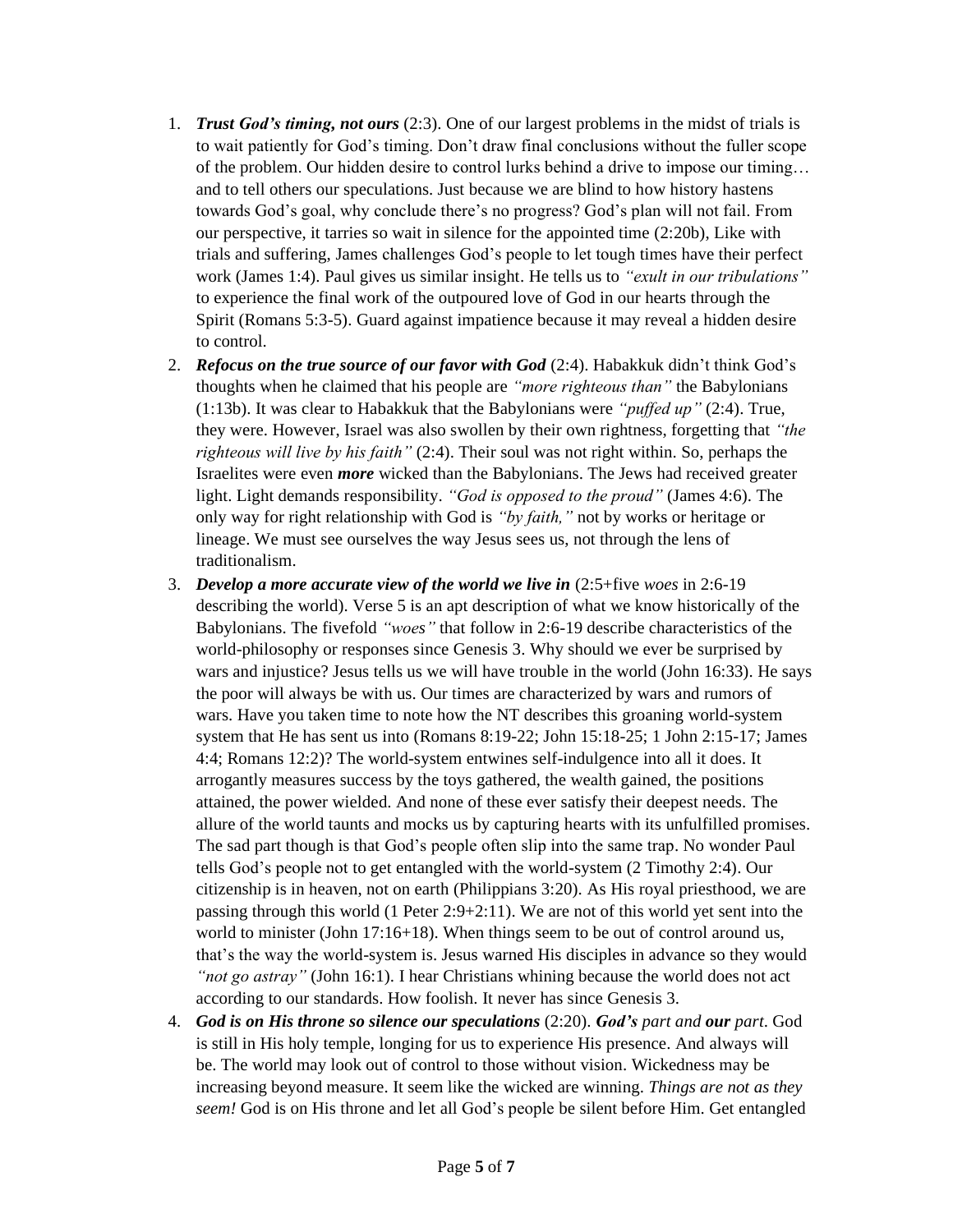1. ***Trust God's timing, not ours*** (2:3). One of our largest problems in the midst of trials is to wait patiently for God's timing. Don't draw final conclusions without the fuller scope of the problem. Our hidden desire to control lurks behind a drive to impose our timing… and to tell others our speculations. Just because we are blind to how history hastens towards God's goal, why conclude there's no progress? God's plan will not fail. From our perspective, it tarries so wait in silence for the appointed time (2:20b), Like with trials and suffering, James challenges God's people to let tough times have their perfect work (James 1:4). Paul gives us similar insight. He tells us to *"exult in our tribulations"* to experience the final work of the outpoured love of God in our hearts through the Spirit (Romans 5:3-5). Guard against impatience because it may reveal a hidden desire to control.
2. ***Refocus on the true source of our favor with God*** (2:4). Habakkuk didn't think God's thoughts when he claimed that his people are *"more righteous than"* the Babylonians (1:13b). It was clear to Habakkuk that the Babylonians were *"puffed up"* (2:4). True, they were. However, Israel was also swollen by their own rightness, forgetting that *"the righteous will live by his faith"* (2:4). Their soul was not right within. So, perhaps the Israelites were even ***more*** wicked than the Babylonians. The Jews had received greater light. Light demands responsibility. *"God is opposed to the proud"* (James 4:6). The only way for right relationship with God is *"by faith,"* not by works or heritage or lineage. We must see ourselves the way Jesus sees us, not through the lens of traditionalism.
3. ***Develop a more accurate view of the world we live in*** (2:5+five *woes* in 2:6-19 describing the world). Verse 5 is an apt description of what we know historically of the Babylonians. The fivefold *"woes"* that follow in 2:6-19 describe characteristics of the world-philosophy or responses since Genesis 3. Why should we ever be surprised by wars and injustice? Jesus tells us we will have trouble in the world (John 16:33). He says the poor will always be with us. Our times are characterized by wars and rumors of wars. Have you taken time to note how the NT describes this groaning world-system system that He has sent us into (Romans 8:19-22; John 15:18-25; 1 John 2:15-17; James 4:4; Romans 12:2)? The world-system entwines self-indulgence into all it does. It arrogantly measures success by the toys gathered, the wealth gained, the positions attained, the power wielded. And none of these ever satisfy their deepest needs. The allure of the world taunts and mocks us by capturing hearts with its unfulfilled promises. The sad part though is that God's people often slip into the same trap. No wonder Paul tells God's people not to get entangled with the world-system (2 Timothy 2:4). Our citizenship is in heaven, not on earth (Philippians 3:20). As His royal priesthood, we are passing through this world (1 Peter 2:9+2:11). We are not of this world yet sent into the world to minister (John 17:16+18). When things seem to be out of control around us, that's the way the world-system is. Jesus warned His disciples in advance so they would *"not go astray"* (John 16:1). I hear Christians whining because the world does not act according to our standards. How foolish. It never has since Genesis 3.
4. ***God is on His throne so silence our speculations*** (2:20). ***God's*** *part and* ***our*** *part*. God is still in His holy temple, longing for us to experience His presence. And always will be. The world may look out of control to those without vision. Wickedness may be increasing beyond measure. It seem like the wicked are winning. *Things are not as they seem!* God is on His throne and let all God's people be silent before Him. Get entangled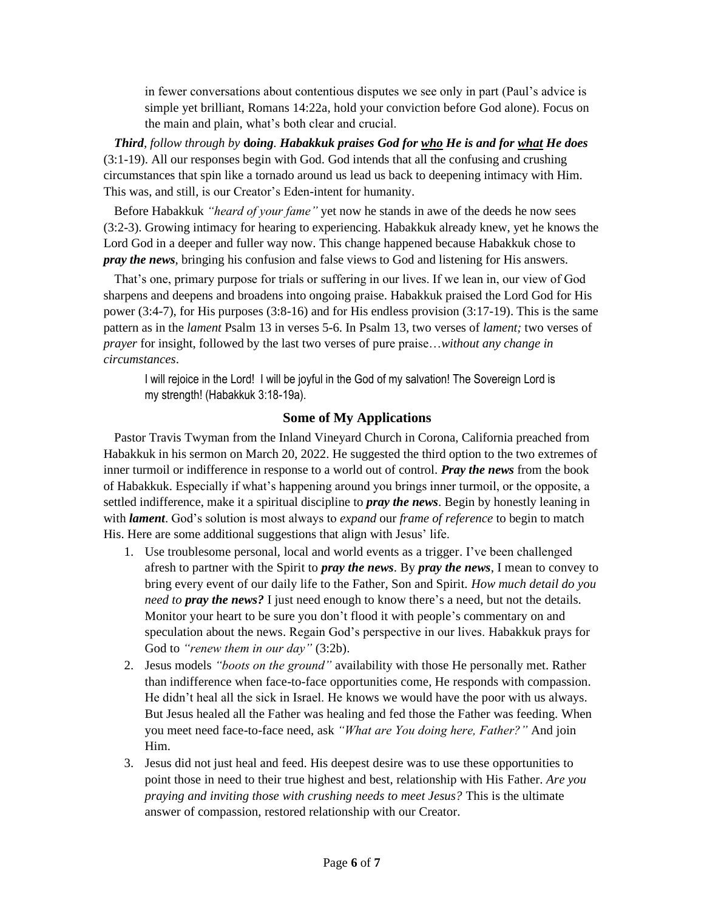in fewer conversations about contentious disputes we see only in part (Paul's advice is simple yet brilliant, Romans 14:22a, hold your conviction before God alone). Focus on the main and plain, what's both clear and crucial.

***Third**, follow through by* **d*oing*. ***Habakkuk praises God for <u>who</u> He is and for <u>what</u> He does*** (3:1-19). All our responses begin with God. God intends that all the confusing and crushing circumstances that spin like a tornado around us lead us back to deepening intimacy with Him. This was, and still, is our Creator's Eden-intent for humanity.

Before Habakkuk *"heard of your fame"* yet now he stands in awe of the deeds he now sees (3:2-3). Growing intimacy for hearing to experiencing. Habakkuk already knew, yet he knows the Lord God in a deeper and fuller way now. This change happened because Habakkuk chose to ***pray the news***, bringing his confusion and false views to God and listening for His answers.

That's one, primary purpose for trials or suffering in our lives. If we lean in, our view of God sharpens and deepens and broadens into ongoing praise. Habakkuk praised the Lord God for His power (3:4-7), for His purposes (3:8-16) and for His endless provision (3:17-19). This is the same pattern as in the *lament* Psalm 13 in verses 5-6. In Psalm 13, two verses of *lament;* two verses of *prayer* for insight, followed by the last two verses of pure praise…*without any change in circumstances*.

> I will rejoice in the Lord! I will be joyful in the God of my salvation! The Sovereign Lord is my strength! (Habakkuk 3:18-19a).

## Some of My Applications

Pastor Travis Twyman from the Inland Vineyard Church in Corona, California preached from Habakkuk in his sermon on March 20, 2022. He suggested the third option to the two extremes of inner turmoil or indifference in response to a world out of control. ***Pray the news*** from the book of Habakkuk. Especially if what's happening around you brings inner turmoil, or the opposite, a settled indifference, make it a spiritual discipline to ***pray the news***. Begin by honestly leaning in with ***lament***. God's solution is most always to *expand* our *frame of reference* to begin to match His. Here are some additional suggestions that align with Jesus' life.

1. Use troublesome personal, local and world events as a trigger. I've been challenged afresh to partner with the Spirit to ***pray the news***. By ***pray the news***, I mean to convey to bring every event of our daily life to the Father, Son and Spirit. *How much detail do you need to **pray the news?*** I just need enough to know there's a need, but not the details. Monitor your heart to be sure you don't flood it with people's commentary on and speculation about the news. Regain God's perspective in our lives. Habakkuk prays for God to *"renew them in our day"* (3:2b).
2. Jesus models *"boots on the ground"* availability with those He personally met. Rather than indifference when face-to-face opportunities come, He responds with compassion. He didn't heal all the sick in Israel. He knows we would have the poor with us always. But Jesus healed all the Father was healing and fed those the Father was feeding. When you meet need face-to-face need, ask *"What are You doing here, Father?"* And join Him.
3. Jesus did not just heal and feed. His deepest desire was to use these opportunities to point those in need to their true highest and best, relationship with His Father. *Are you praying and inviting those with crushing needs to meet Jesus?* This is the ultimate answer of compassion, restored relationship with our Creator.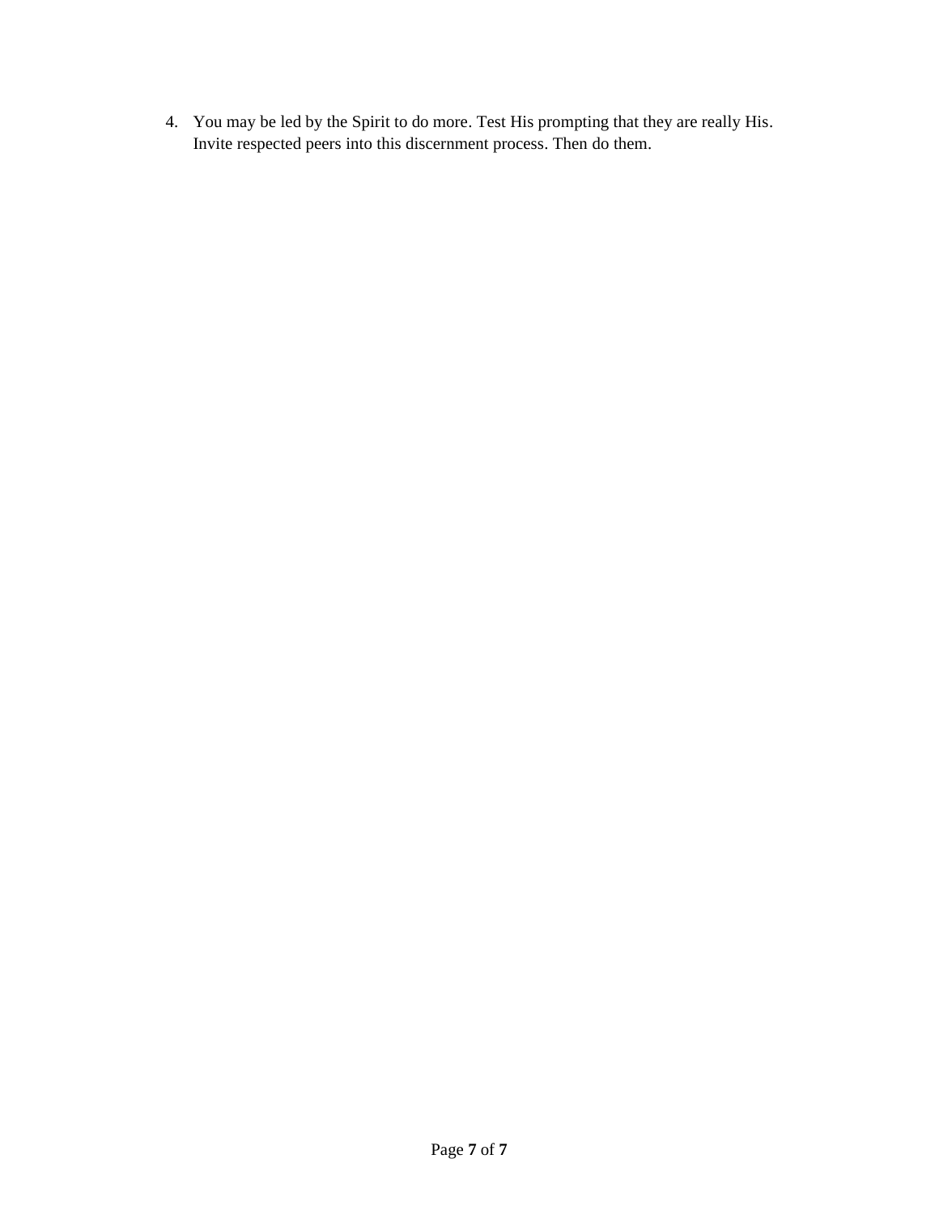4. You may be led by the Spirit to do more. Test His prompting that they are really His. Invite respected peers into this discernment process. Then do them.